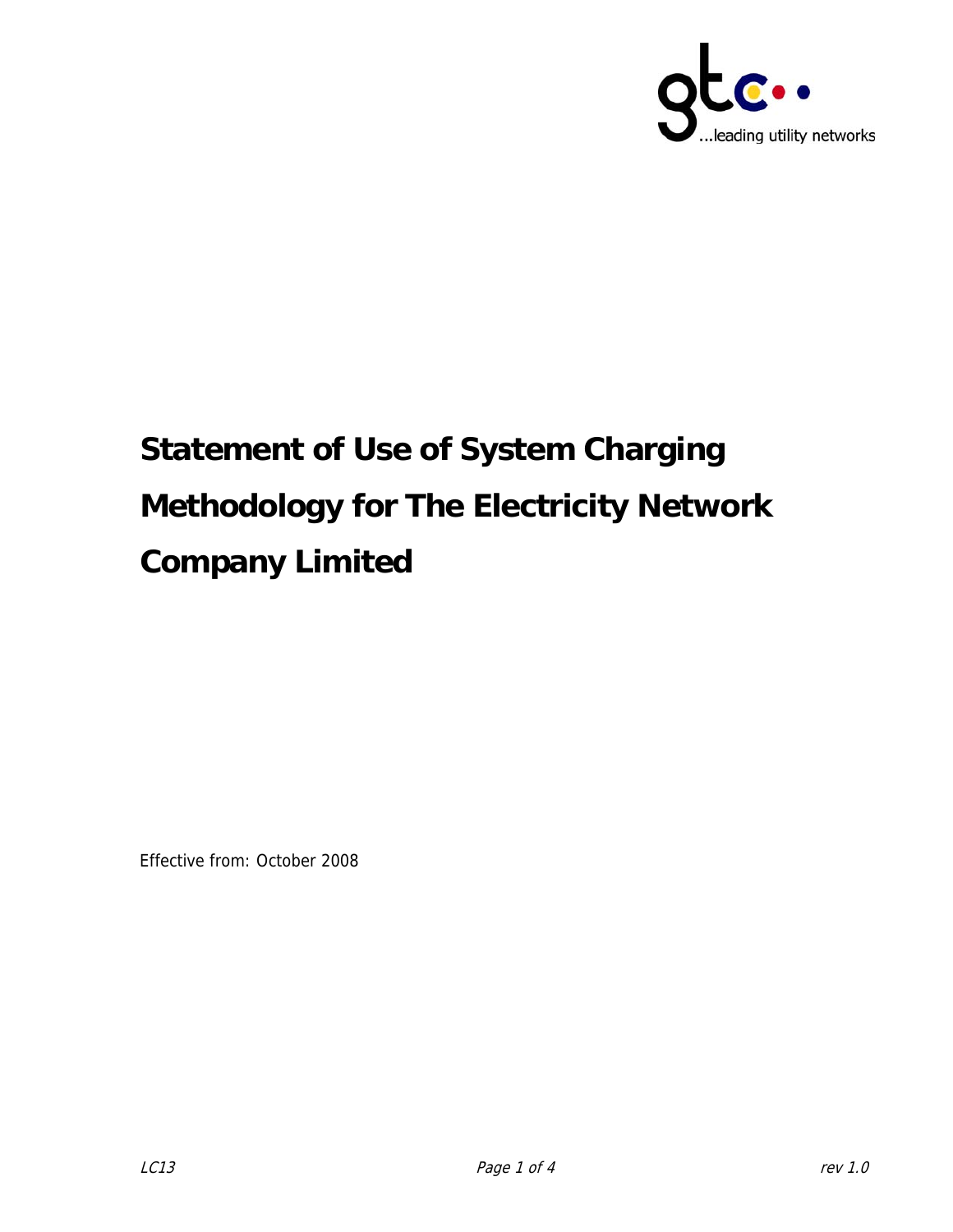# Statement of Use of System Charging Methodology for The Electricity Network Company Limited

Effective from: October 2008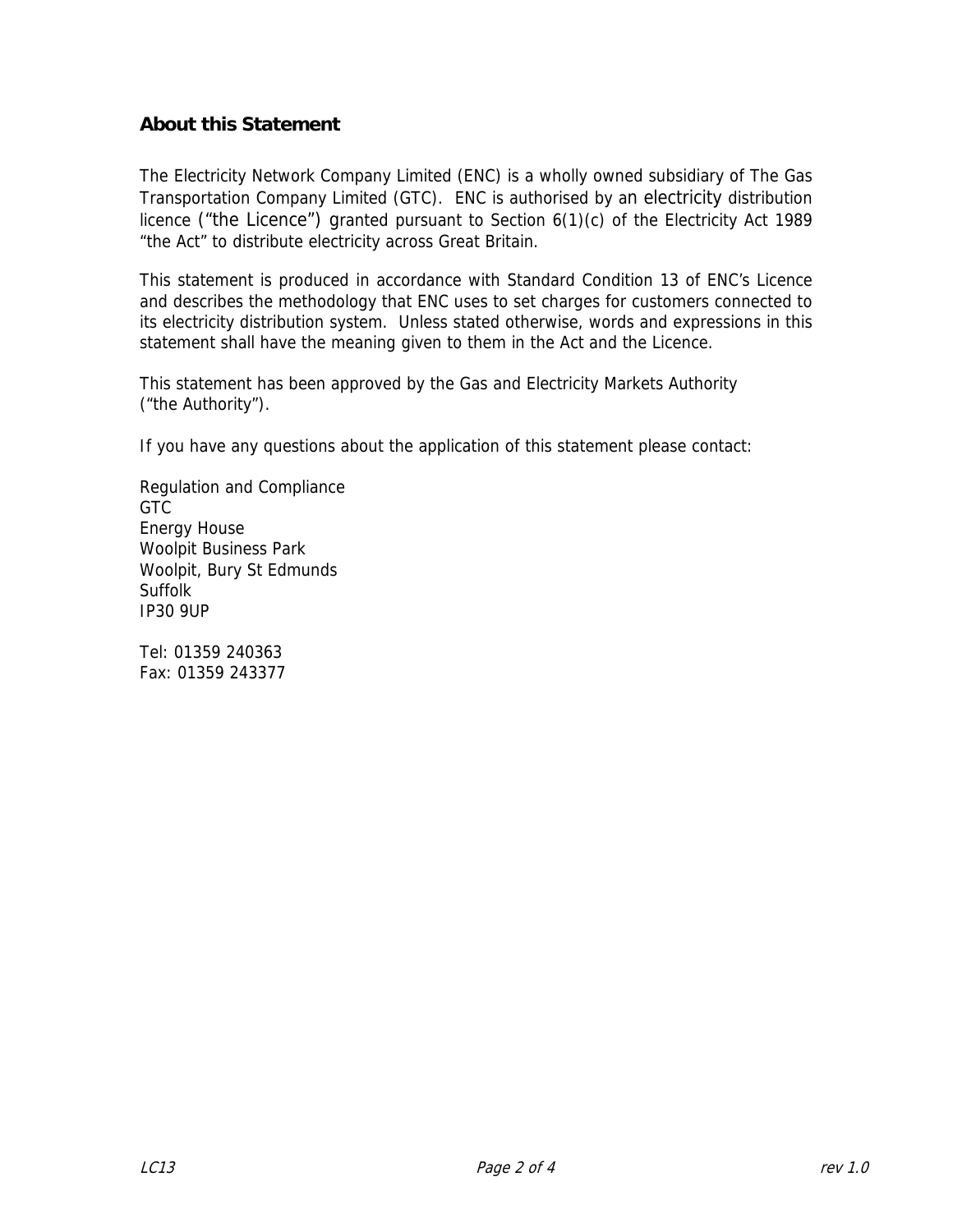## About this Statement

The Electricity Network Company Limited (ENC) is a wholly owned subsidiary of The Gas Transportation Company Limited (GTC). ENC is authorised by an electricity distribution licence ("the Licence") granted pursuant to Section 6(1)(c) of the Electricity Act 1989 "the Act" to distribute electricity across Great Britain.

This statement is produced in accordance with Standard Condition 13 of ENC's Licence and describes the methodology that ENC uses to set charges for customers connected to its electricity distribution system. Unless stated otherwise, words and expressions in this statement shall have the meaning given to them in the Act and the Licence.

This statement has been approved by the Gas and Electricity Markets Authority ("the Authority").

If you have any questions about the application of this statement please contact:

Regulation and Compliance
GTC
Energy House
Woolpit Business Park
Woolpit, Bury St Edmunds
Suffolk
IP30 9UP

Tel: 01359 240363
Fax: 01359 243377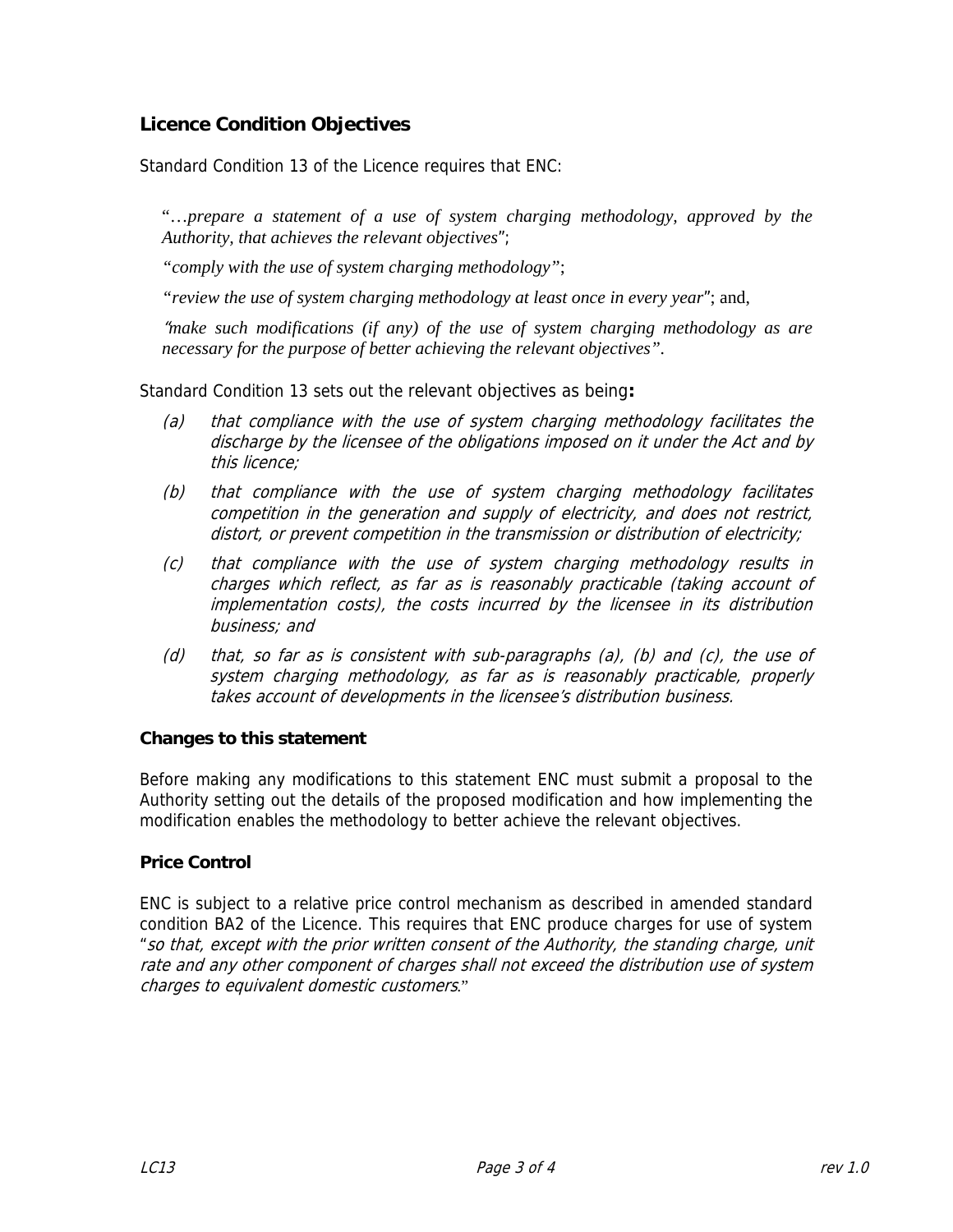## Licence Condition Objectives

Standard Condition 13 of the Licence requires that ENC:

> "…*prepare a statement of a use of system charging methodology, approved by the Authority, that achieves the relevant objectives*";
>
> "*comply with the use of system charging methodology*";
>
> "*review the use of system charging methodology at least once in every year*"; and,
>
> "*make such modifications (if any) of the use of system charging methodology as are necessary for the purpose of better achieving the relevant objectives*".

Standard Condition 13 sets out the relevant objectives as being**:**

*(a) that compliance with the use of system charging methodology facilitates the discharge by the licensee of the obligations imposed on it under the Act and by this licence;*

*(b) that compliance with the use of system charging methodology facilitates competition in the generation and supply of electricity, and does not restrict, distort, or prevent competition in the transmission or distribution of electricity;*

*(c) that compliance with the use of system charging methodology results in charges which reflect, as far as is reasonably practicable (taking account of implementation costs), the costs incurred by the licensee in its distribution business; and*

*(d) that, so far as is consistent with sub-paragraphs (a), (b) and (c), the use of system charging methodology, as far as is reasonably practicable, properly takes account of developments in the licensee's distribution business.*

### Changes to this statement

Before making any modifications to this statement ENC must submit a proposal to the Authority setting out the details of the proposed modification and how implementing the modification enables the methodology to better achieve the relevant objectives.

### Price Control

ENC is subject to a relative price control mechanism as described in amended standard condition BA2 of the Licence. This requires that ENC produce charges for use of system "*so that, except with the prior written consent of the Authority, the standing charge, unit rate and any other component of charges shall not exceed the distribution use of system charges to equivalent domestic customers*."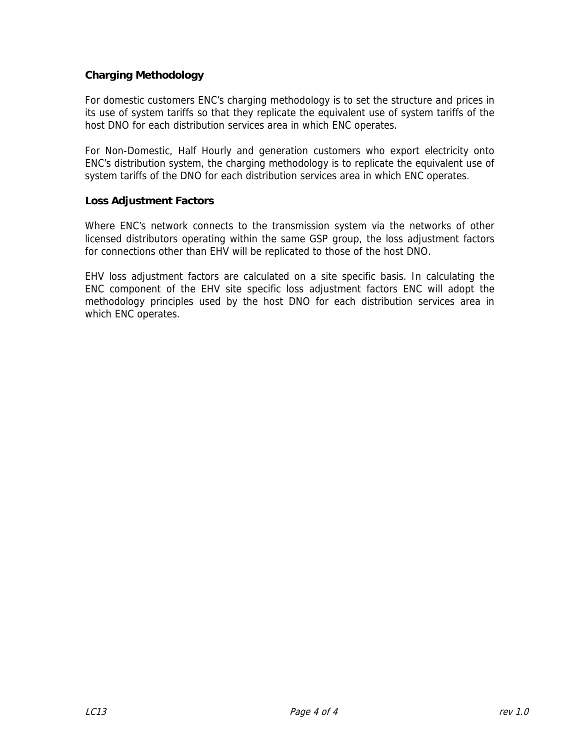## Charging Methodology

For domestic customers ENC's charging methodology is to set the structure and prices in its use of system tariffs so that they replicate the equivalent use of system tariffs of the host DNO for each distribution services area in which ENC operates.

For Non-Domestic, Half Hourly and generation customers who export electricity onto ENC's distribution system, the charging methodology is to replicate the equivalent use of system tariffs of the DNO for each distribution services area in which ENC operates.

## Loss Adjustment Factors

Where ENC's network connects to the transmission system via the networks of other licensed distributors operating within the same GSP group, the loss adjustment factors for connections other than EHV will be replicated to those of the host DNO.

EHV loss adjustment factors are calculated on a site specific basis. In calculating the ENC component of the EHV site specific loss adjustment factors ENC will adopt the methodology principles used by the host DNO for each distribution services area in which ENC operates.